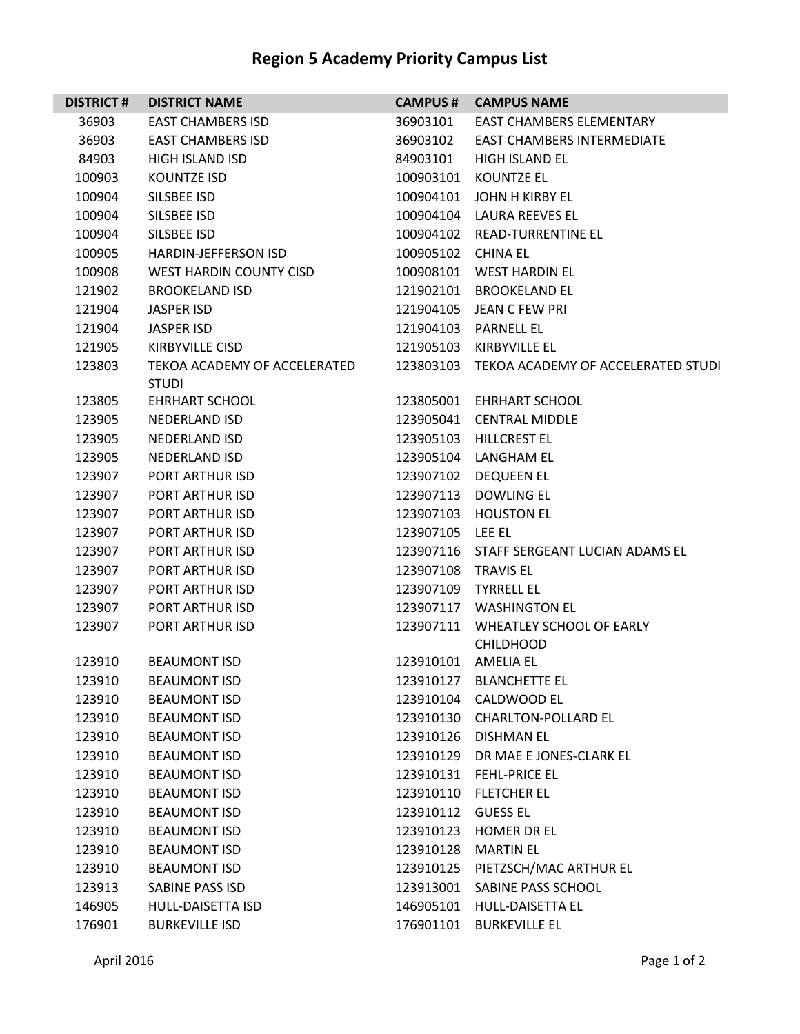# Region 5 Academy Priority Campus List

| DISTRICT # | DISTRICT NAME | CAMPUS # | CAMPUS NAME |
|---|---|---|---|
| 36903 | EAST CHAMBERS ISD | 36903101 | EAST CHAMBERS ELEMENTARY |
| 36903 | EAST CHAMBERS ISD | 36903102 | EAST CHAMBERS INTERMEDIATE |
| 84903 | HIGH ISLAND ISD | 84903101 | HIGH ISLAND EL |
| 100903 | KOUNTZE ISD | 100903101 | KOUNTZE EL |
| 100904 | SILSBEE ISD | 100904101 | JOHN H KIRBY EL |
| 100904 | SILSBEE ISD | 100904104 | LAURA REEVES EL |
| 100904 | SILSBEE ISD | 100904102 | READ-TURRENTINE EL |
| 100905 | HARDIN-JEFFERSON ISD | 100905102 | CHINA EL |
| 100908 | WEST HARDIN COUNTY CISD | 100908101 | WEST HARDIN EL |
| 121902 | BROOKELAND ISD | 121902101 | BROOKELAND EL |
| 121904 | JASPER ISD | 121904105 | JEAN C FEW PRI |
| 121904 | JASPER ISD | 121904103 | PARNELL EL |
| 121905 | KIRBYVILLE CISD | 121905103 | KIRBYVILLE EL |
| 123803 | TEKOA ACADEMY OF ACCELERATED STUDI | 123803103 | TEKOA ACADEMY OF ACCELERATED STUDI |
| 123805 | EHRHART SCHOOL | 123805001 | EHRHART SCHOOL |
| 123905 | NEDERLAND ISD | 123905041 | CENTRAL MIDDLE |
| 123905 | NEDERLAND ISD | 123905103 | HILLCREST EL |
| 123905 | NEDERLAND ISD | 123905104 | LANGHAM EL |
| 123907 | PORT ARTHUR ISD | 123907102 | DEQUEEN EL |
| 123907 | PORT ARTHUR ISD | 123907113 | DOWLING EL |
| 123907 | PORT ARTHUR ISD | 123907103 | HOUSTON EL |
| 123907 | PORT ARTHUR ISD | 123907105 | LEE EL |
| 123907 | PORT ARTHUR ISD | 123907116 | STAFF SERGEANT LUCIAN ADAMS EL |
| 123907 | PORT ARTHUR ISD | 123907108 | TRAVIS EL |
| 123907 | PORT ARTHUR ISD | 123907109 | TYRRELL EL |
| 123907 | PORT ARTHUR ISD | 123907117 | WASHINGTON EL |
| 123907 | PORT ARTHUR ISD | 123907111 | WHEATLEY SCHOOL OF EARLY CHILDHOOD |
| 123910 | BEAUMONT ISD | 123910101 | AMELIA EL |
| 123910 | BEAUMONT ISD | 123910127 | BLANCHETTE EL |
| 123910 | BEAUMONT ISD | 123910104 | CALDWOOD EL |
| 123910 | BEAUMONT ISD | 123910130 | CHARLTON-POLLARD EL |
| 123910 | BEAUMONT ISD | 123910126 | DISHMAN EL |
| 123910 | BEAUMONT ISD | 123910129 | DR MAE E JONES-CLARK EL |
| 123910 | BEAUMONT ISD | 123910131 | FEHL-PRICE EL |
| 123910 | BEAUMONT ISD | 123910110 | FLETCHER EL |
| 123910 | BEAUMONT ISD | 123910112 | GUESS EL |
| 123910 | BEAUMONT ISD | 123910123 | HOMER DR EL |
| 123910 | BEAUMONT ISD | 123910128 | MARTIN EL |
| 123910 | BEAUMONT ISD | 123910125 | PIETZSCH/MAC ARTHUR EL |
| 123913 | SABINE PASS ISD | 123913001 | SABINE PASS SCHOOL |
| 146905 | HULL-DAISETTA ISD | 146905101 | HULL-DAISETTA EL |
| 176901 | BURKEVILLE ISD | 176901101 | BURKEVILLE EL |

April 2016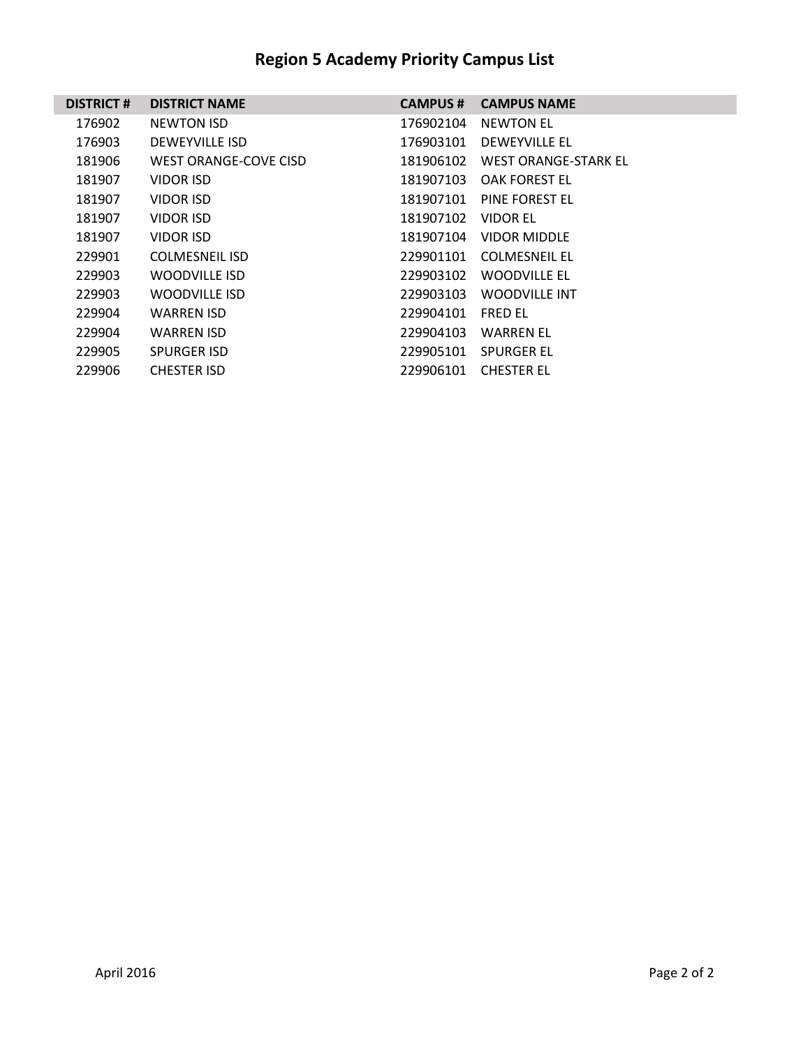# Region 5 Academy Priority Campus List

| DISTRICT # | DISTRICT NAME | CAMPUS # | CAMPUS NAME |
|---|---|---|---|
| 176902 | NEWTON ISD | 176902104 | NEWTON EL |
| 176903 | DEWEYVILLE ISD | 176903101 | DEWEYVILLE EL |
| 181906 | WEST ORANGE-COVE CISD | 181906102 | WEST ORANGE-STARK EL |
| 181907 | VIDOR ISD | 181907103 | OAK FOREST EL |
| 181907 | VIDOR ISD | 181907101 | PINE FOREST EL |
| 181907 | VIDOR ISD | 181907102 | VIDOR EL |
| 181907 | VIDOR ISD | 181907104 | VIDOR MIDDLE |
| 229901 | COLMESNEIL ISD | 229901101 | COLMESNEIL EL |
| 229903 | WOODVILLE ISD | 229903102 | WOODVILLE EL |
| 229903 | WOODVILLE ISD | 229903103 | WOODVILLE INT |
| 229904 | WARREN ISD | 229904101 | FRED EL |
| 229904 | WARREN ISD | 229904103 | WARREN EL |
| 229905 | SPURGER ISD | 229905101 | SPURGER EL |
| 229906 | CHESTER ISD | 229906101 | CHESTER EL |

April 2016